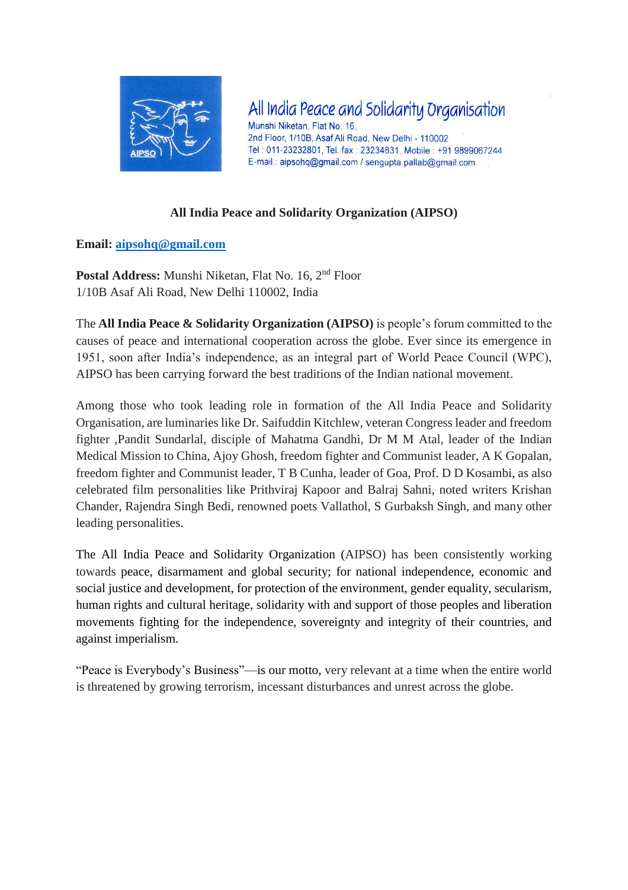All India Peace and Solidarity Organisation
Munshi Niketan, Flat No. 16,
2nd Floor, 1/10B, Asaf Ali Road, New Delhi - 110002
Tel : 011-23232801, Tel. fax : 23234831, Mobile : +91 9899067244
E-mail : aipsohq@gmail.com / sengupta.pallab@gmail.com

# All India Peace and Solidarity Organization (AIPSO)

**Email:** aipsohq@gmail.com

**Postal Address:** Munshi Niketan, Flat No. 16, 2nd Floor
1/10B Asaf Ali Road, New Delhi 110002, India

The **All India Peace & Solidarity Organization (AIPSO)** is people's forum committed to the causes of peace and international cooperation across the globe. Ever since its emergence in 1951, soon after India's independence, as an integral part of World Peace Council (WPC), AIPSO has been carrying forward the best traditions of the Indian national movement.

Among those who took leading role in formation of the All India Peace and Solidarity Organisation, are luminaries like Dr. Saifuddin Kitchlew, veteran Congress leader and freedom fighter ,Pandit Sundarlal, disciple of Mahatma Gandhi, Dr M M Atal, leader of the Indian Medical Mission to China, Ajoy Ghosh, freedom fighter and Communist leader, A K Gopalan, freedom fighter and Communist leader, T B Cunha, leader of Goa, Prof. D D Kosambi, as also celebrated film personalities like Prithviraj Kapoor and Balraj Sahni, noted writers Krishan Chander, Rajendra Singh Bedi, renowned poets Vallathol, S Gurbaksh Singh, and many other leading personalities.

The All India Peace and Solidarity Organization (AIPSO) has been consistently working towards peace, disarmament and global security; for national independence, economic and social justice and development, for protection of the environment, gender equality, secularism, human rights and cultural heritage, solidarity with and support of those peoples and liberation movements fighting for the independence, sovereignty and integrity of their countries, and against imperialism.

"Peace is Everybody's Business"—is our motto, very relevant at a time when the entire world is threatened by growing terrorism, incessant disturbances and unrest across the globe.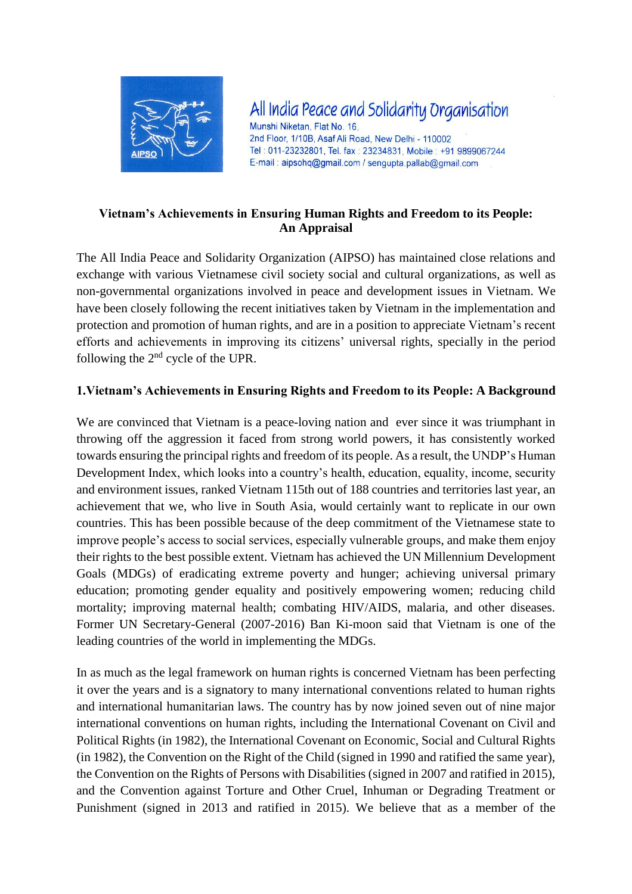All India Peace and Solidarity Organisation
Munshi Niketan, Flat No. 16,
2nd Floor, 1/10B, Asaf Ali Road, New Delhi - 110002
Tel : 011-23232801, Tel. fax : 23234831, Mobile : +91 9899067244
E-mail : aipsohq@gmail.com / sengupta.pallab@gmail.com

**Vietnam's Achievements in Ensuring Human Rights and Freedom to its People: An Appraisal**

The All India Peace and Solidarity Organization (AIPSO) has maintained close relations and exchange with various Vietnamese civil society social and cultural organizations, as well as non-governmental organizations involved in peace and development issues in Vietnam. We have been closely following the recent initiatives taken by Vietnam in the implementation and protection and promotion of human rights, and are in a position to appreciate Vietnam's recent efforts and achievements in improving its citizens' universal rights, specially in the period following the 2nd cycle of the UPR.

**1. Vietnam's Achievements in Ensuring Rights and Freedom to its People: A Background**

We are convinced that Vietnam is a peace-loving nation and ever since it was triumphant in throwing off the aggression it faced from strong world powers, it has consistently worked towards ensuring the principal rights and freedom of its people. As a result, the UNDP's Human Development Index, which looks into a country's health, education, equality, income, security and environment issues, ranked Vietnam 115th out of 188 countries and territories last year, an achievement that we, who live in South Asia, would certainly want to replicate in our own countries. This has been possible because of the deep commitment of the Vietnamese state to improve people's access to social services, especially vulnerable groups, and make them enjoy their rights to the best possible extent. Vietnam has achieved the UN Millennium Development Goals (MDGs) of eradicating extreme poverty and hunger; achieving universal primary education; promoting gender equality and positively empowering women; reducing child mortality; improving maternal health; combating HIV/AIDS, malaria, and other diseases. Former UN Secretary-General (2007-2016) Ban Ki-moon said that Vietnam is one of the leading countries of the world in implementing the MDGs.

In as much as the legal framework on human rights is concerned Vietnam has been perfecting it over the years and is a signatory to many international conventions related to human rights and international humanitarian laws. The country has by now joined seven out of nine major international conventions on human rights, including the International Covenant on Civil and Political Rights (in 1982), the International Covenant on Economic, Social and Cultural Rights (in 1982), the Convention on the Right of the Child (signed in 1990 and ratified the same year), the Convention on the Rights of Persons with Disabilities (signed in 2007 and ratified in 2015), and the Convention against Torture and Other Cruel, Inhuman or Degrading Treatment or Punishment (signed in 2013 and ratified in 2015). We believe that as a member of the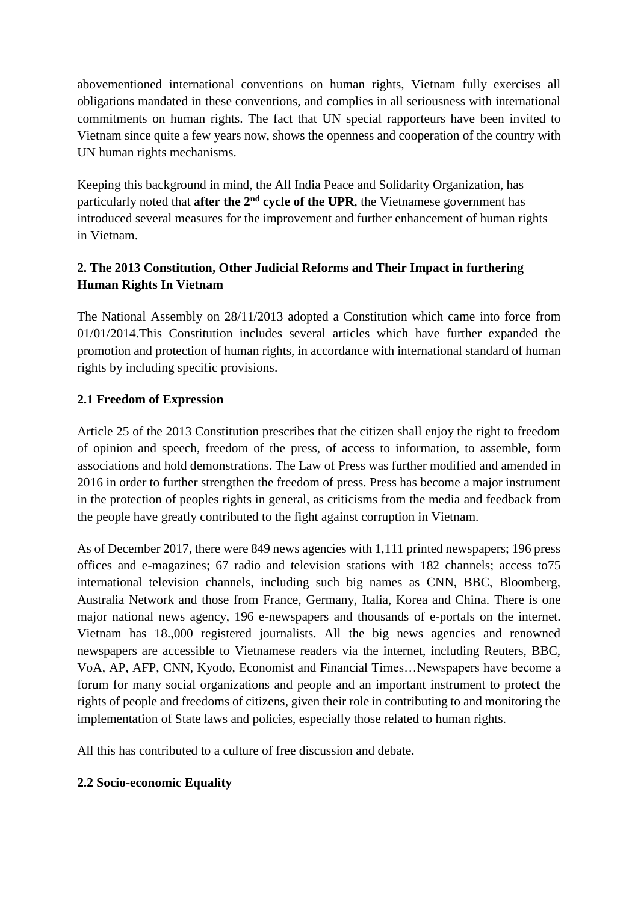abovementioned international conventions on human rights, Vietnam fully exercises all obligations mandated in these conventions, and complies in all seriousness with international commitments on human rights. The fact that UN special rapporteurs have been invited to Vietnam since quite a few years now, shows the openness and cooperation of the country with UN human rights mechanisms.

Keeping this background in mind, the All India Peace and Solidarity Organization, has particularly noted that **after the 2nd cycle of the UPR**, the Vietnamese government has introduced several measures for the improvement and further enhancement of human rights in Vietnam.

## 2. The 2013 Constitution, Other Judicial Reforms and Their Impact in furthering Human Rights In Vietnam

The National Assembly on 28/11/2013 adopted a Constitution which came into force from 01/01/2014.This Constitution includes several articles which have further expanded the promotion and protection of human rights, in accordance with international standard of human rights by including specific provisions.

### 2.1 Freedom of Expression

Article 25 of the 2013 Constitution prescribes that the citizen shall enjoy the right to freedom of opinion and speech, freedom of the press, of access to information, to assemble, form associations and hold demonstrations. The Law of Press was further modified and amended in 2016 in order to further strengthen the freedom of press. Press has become a major instrument in the protection of peoples rights in general, as criticisms from the media and feedback from the people have greatly contributed to the fight against corruption in Vietnam.

As of December 2017, there were 849 news agencies with 1,111 printed newspapers; 196 press offices and e-magazines; 67 radio and television stations with 182 channels; access to75 international television channels, including such big names as CNN, BBC, Bloomberg, Australia Network and those from France, Germany, Italia, Korea and China. There is one major national news agency, 196 e-newspapers and thousands of e-portals on the internet. Vietnam has 18.,000 registered journalists. All the big news agencies and renowned newspapers are accessible to Vietnamese readers via the internet, including Reuters, BBC, VoA, AP, AFP, CNN, Kyodo, Economist and Financial Times…Newspapers have become a forum for many social organizations and people and an important instrument to protect the rights of people and freedoms of citizens, given their role in contributing to and monitoring the implementation of State laws and policies, especially those related to human rights.

All this has contributed to a culture of free discussion and debate.

### 2.2 Socio-economic Equality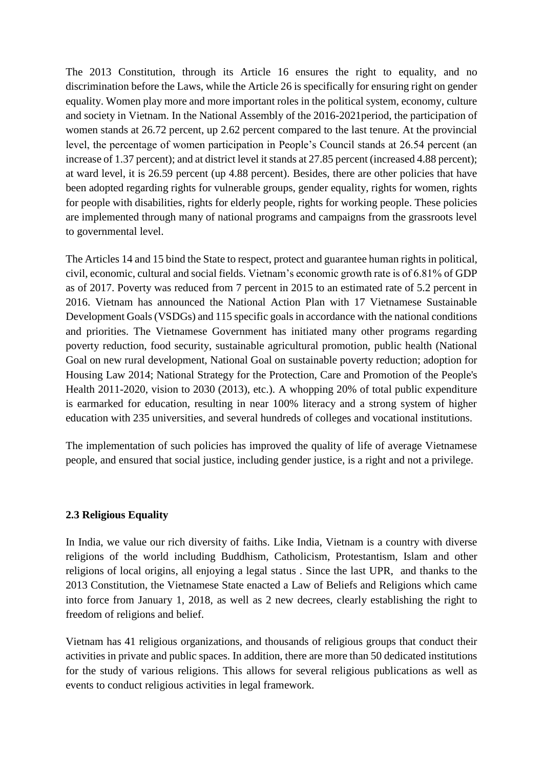The 2013 Constitution, through its Article 16 ensures the right to equality, and no discrimination before the Laws, while the Article 26 is specifically for ensuring right on gender equality. Women play more and more important roles in the political system, economy, culture and society in Vietnam. In the National Assembly of the 2016-2021period, the participation of women stands at 26.72 percent, up 2.62 percent compared to the last tenure. At the provincial level, the percentage of women participation in People's Council stands at 26.54 percent (an increase of 1.37 percent); and at district level it stands at 27.85 percent (increased 4.88 percent); at ward level, it is 26.59 percent (up 4.88 percent). Besides, there are other policies that have been adopted regarding rights for vulnerable groups, gender equality, rights for women, rights for people with disabilities, rights for elderly people, rights for working people. These policies are implemented through many of national programs and campaigns from the grassroots level to governmental level.

The Articles 14 and 15 bind the State to respect, protect and guarantee human rights in political, civil, economic, cultural and social fields. Vietnam's economic growth rate is of 6.81% of GDP as of 2017. Poverty was reduced from 7 percent in 2015 to an estimated rate of 5.2 percent in 2016. Vietnam has announced the National Action Plan with 17 Vietnamese Sustainable Development Goals (VSDGs) and 115 specific goals in accordance with the national conditions and priorities. The Vietnamese Government has initiated many other programs regarding poverty reduction, food security, sustainable agricultural promotion, public health (National Goal on new rural development, National Goal on sustainable poverty reduction; adoption for Housing Law 2014; National Strategy for the Protection, Care and Promotion of the People's Health 2011-2020, vision to 2030 (2013), etc.). A whopping 20% of total public expenditure is earmarked for education, resulting in near 100% literacy and a strong system of higher education with 235 universities, and several hundreds of colleges and vocational institutions.

The implementation of such policies has improved the quality of life of average Vietnamese people, and ensured that social justice, including gender justice, is a right and not a privilege.

### 2.3 Religious Equality

In India, we value our rich diversity of faiths. Like India, Vietnam is a country with diverse religions of the world including Buddhism, Catholicism, Protestantism, Islam and other religions of local origins, all enjoying a legal status . Since the last UPR, and thanks to the 2013 Constitution, the Vietnamese State enacted a Law of Beliefs and Religions which came into force from January 1, 2018, as well as 2 new decrees, clearly establishing the right to freedom of religions and belief.

Vietnam has 41 religious organizations, and thousands of religious groups that conduct their activities in private and public spaces. In addition, there are more than 50 dedicated institutions for the study of various religions. This allows for several religious publications as well as events to conduct religious activities in legal framework.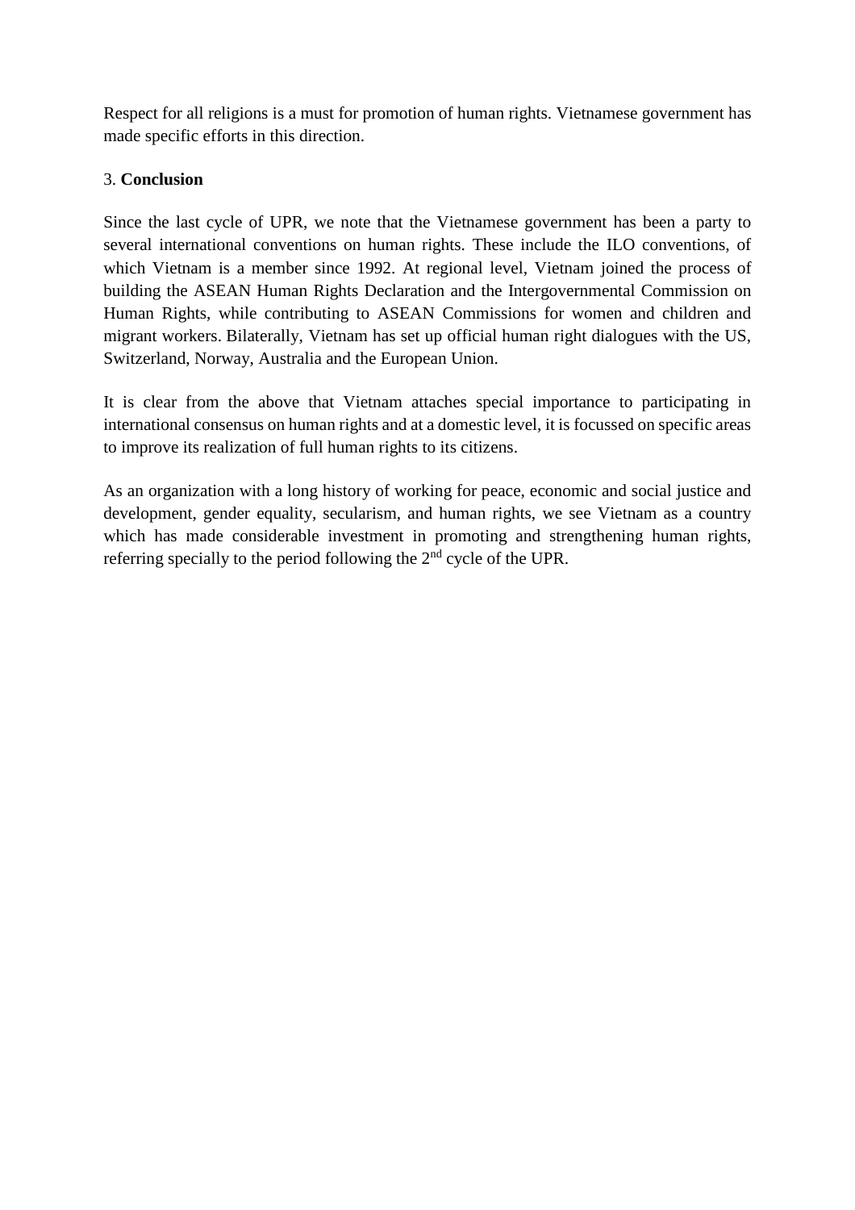Respect for all religions is a must for promotion of human rights. Vietnamese government has made specific efforts in this direction.

3. **Conclusion**

Since the last cycle of UPR, we note that the Vietnamese government has been a party to several international conventions on human rights. These include the ILO conventions, of which Vietnam is a member since 1992. At regional level, Vietnam joined the process of building the ASEAN Human Rights Declaration and the Intergovernmental Commission on Human Rights, while contributing to ASEAN Commissions for women and children and migrant workers. Bilaterally, Vietnam has set up official human right dialogues with the US, Switzerland, Norway, Australia and the European Union.

It is clear from the above that Vietnam attaches special importance to participating in international consensus on human rights and at a domestic level, it is focussed on specific areas to improve its realization of full human rights to its citizens.

As an organization with a long history of working for peace, economic and social justice and development, gender equality, secularism, and human rights, we see Vietnam as a country which has made considerable investment in promoting and strengthening human rights, referring specially to the period following the 2nd cycle of the UPR.